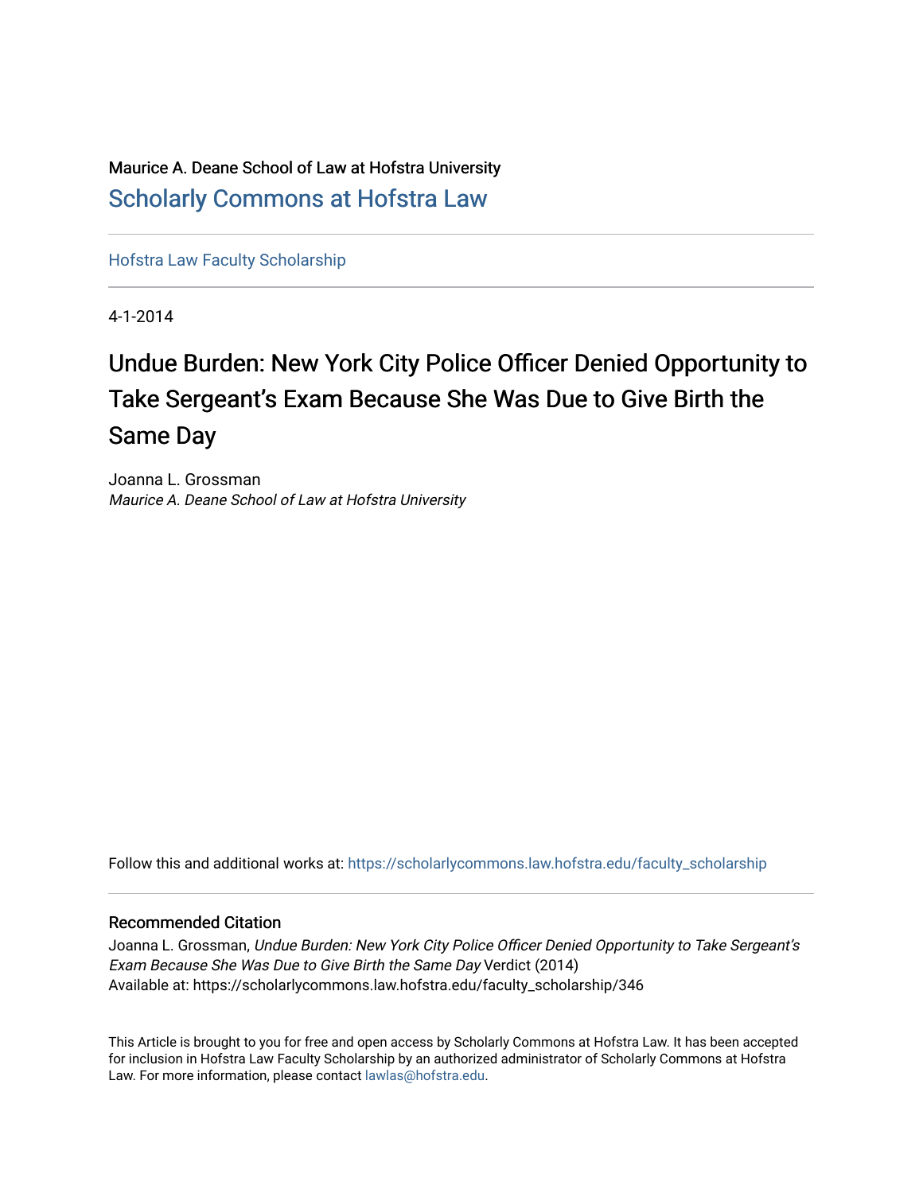Maurice A. Deane School of Law at Hofstra University

[Scholarly Commons at Hofstra Law](https://scholarlycommons.law.hofstra.edu/)

[Hofstra Law Faculty Scholarship](https://scholarlycommons.law.hofstra.edu/faculty_scholarship)

4-1-2014

# Undue Burden: New York City Police Officer Denied Opportunity to Take Sergeant's Exam Because She Was Due to Give Birth the Same Day

Joanna L. Grossman
*Maurice A. Deane School of Law at Hofstra University*

Follow this and additional works at: https://scholarlycommons.law.hofstra.edu/faculty_scholarship

## Recommended Citation

Joanna L. Grossman, *Undue Burden: New York City Police Officer Denied Opportunity to Take Sergeant's Exam Because She Was Due to Give Birth the Same Day* Verdict (2014)
Available at: https://scholarlycommons.law.hofstra.edu/faculty_scholarship/346

This Article is brought to you for free and open access by Scholarly Commons at Hofstra Law. It has been accepted for inclusion in Hofstra Law Faculty Scholarship by an authorized administrator of Scholarly Commons at Hofstra Law. For more information, please contact lawlas@hofstra.edu.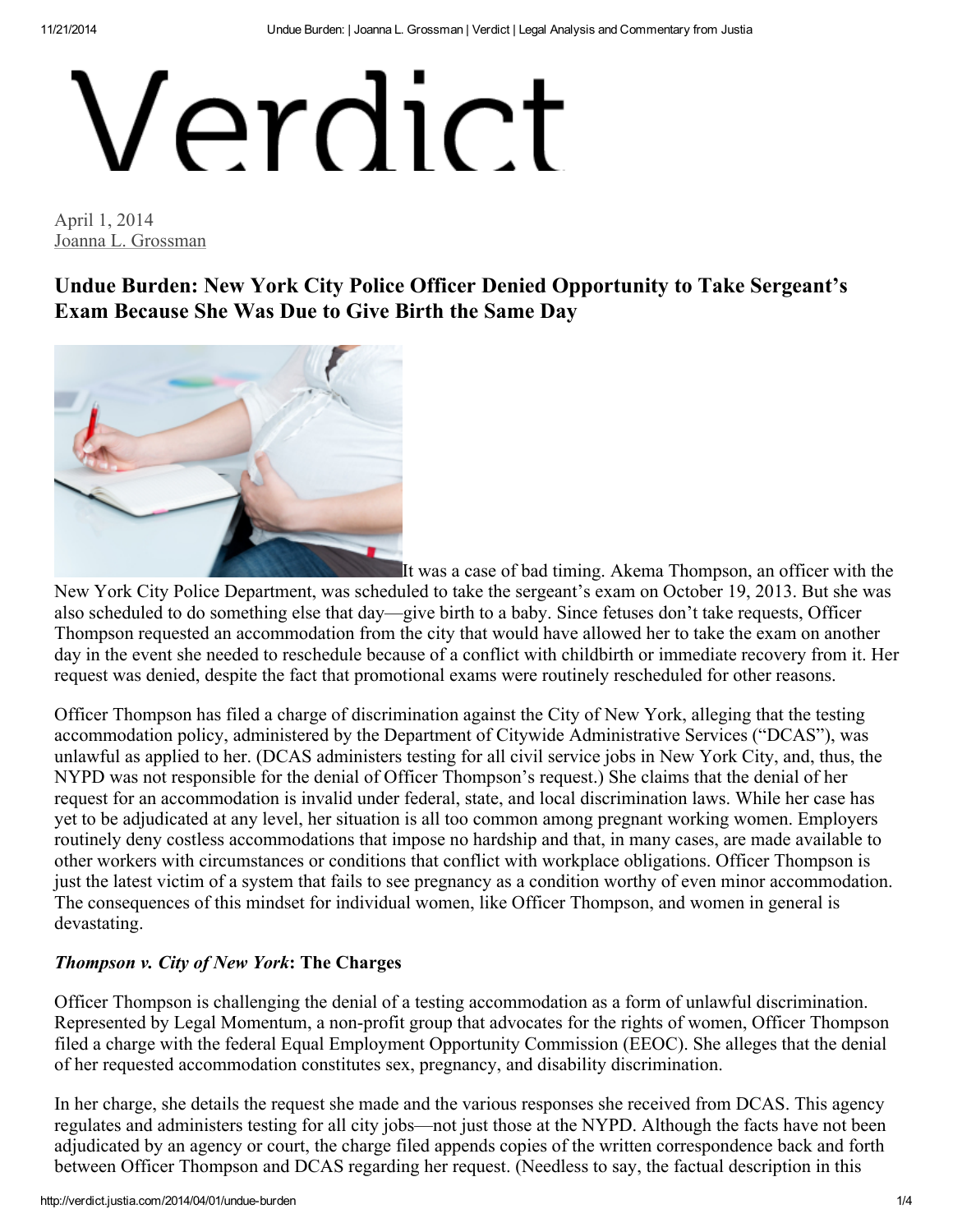# Verdict

April 1, 2014
Joanna L. Grossman

## Undue Burden: New York City Police Officer Denied Opportunity to Take Sergeant's Exam Because She Was Due to Give Birth the Same Day

It was a case of bad timing. Akema Thompson, an officer with the New York City Police Department, was scheduled to take the sergeant's exam on October 19, 2013. But she was also scheduled to do something else that day—give birth to a baby. Since fetuses don't take requests, Officer Thompson requested an accommodation from the city that would have allowed her to take the exam on another day in the event she needed to reschedule because of a conflict with childbirth or immediate recovery from it. Her request was denied, despite the fact that promotional exams were routinely rescheduled for other reasons.

Officer Thompson has filed a charge of discrimination against the City of New York, alleging that the testing accommodation policy, administered by the Department of Citywide Administrative Services ("DCAS"), was unlawful as applied to her. (DCAS administers testing for all civil service jobs in New York City, and, thus, the NYPD was not responsible for the denial of Officer Thompson's request.) She claims that the denial of her request for an accommodation is invalid under federal, state, and local discrimination laws. While her case has yet to be adjudicated at any level, her situation is all too common among pregnant working women. Employers routinely deny costless accommodations that impose no hardship and that, in many cases, are made available to other workers with circumstances or conditions that conflict with workplace obligations. Officer Thompson is just the latest victim of a system that fails to see pregnancy as a condition worthy of even minor accommodation. The consequences of this mindset for individual women, like Officer Thompson, and women in general is devastating.

### *Thompson v. City of New York*: The Charges

Officer Thompson is challenging the denial of a testing accommodation as a form of unlawful discrimination. Represented by Legal Momentum, a non-profit group that advocates for the rights of women, Officer Thompson filed a charge with the federal Equal Employment Opportunity Commission (EEOC). She alleges that the denial of her requested accommodation constitutes sex, pregnancy, and disability discrimination.

In her charge, she details the request she made and the various responses she received from DCAS. This agency regulates and administers testing for all city jobs—not just those at the NYPD. Although the facts have not been adjudicated by an agency or court, the charge filed appends copies of the written correspondence back and forth between Officer Thompson and DCAS regarding her request. (Needless to say, the factual description in this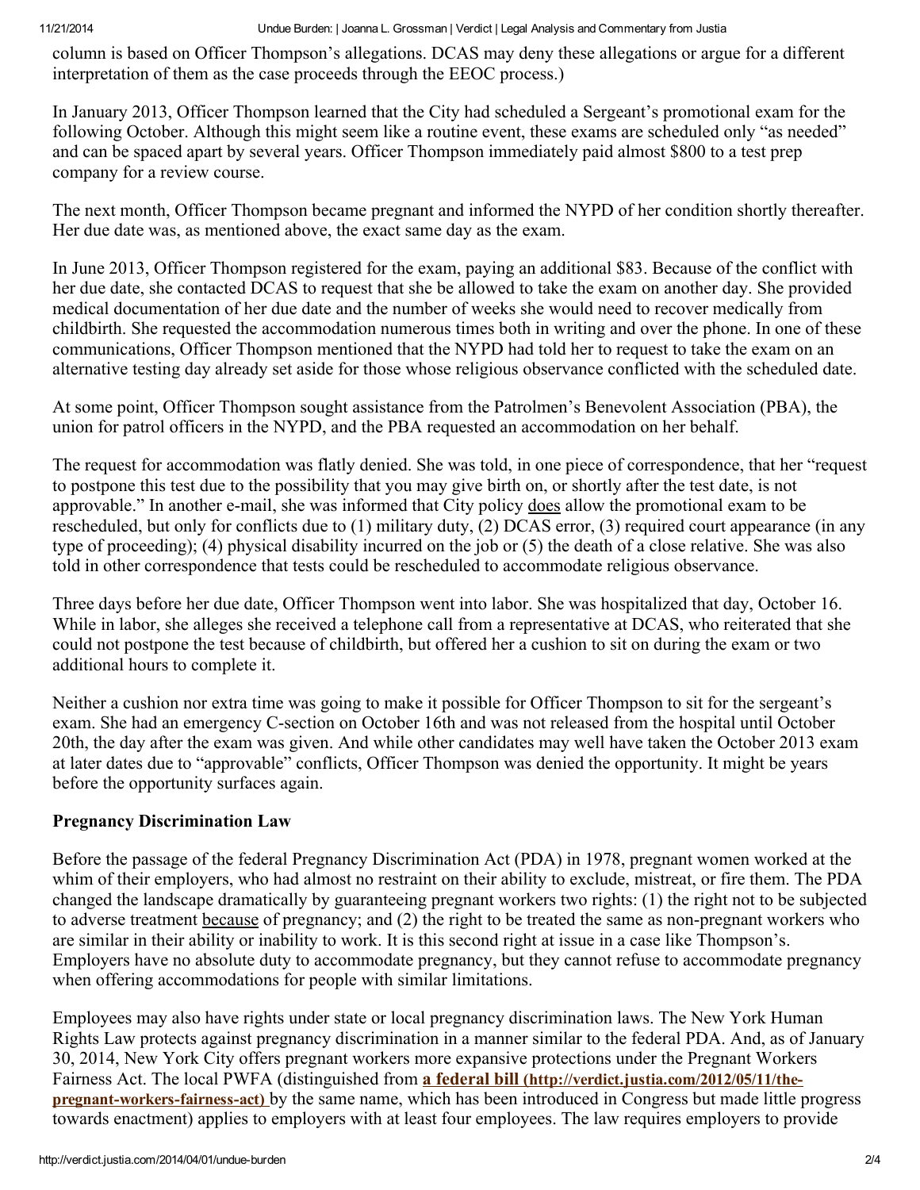column is based on Officer Thompson's allegations. DCAS may deny these allegations or argue for a different interpretation of them as the case proceeds through the EEOC process.)

In January 2013, Officer Thompson learned that the City had scheduled a Sergeant's promotional exam for the following October. Although this might seem like a routine event, these exams are scheduled only "as needed" and can be spaced apart by several years. Officer Thompson immediately paid almost $800 to a test prep company for a review course.

The next month, Officer Thompson became pregnant and informed the NYPD of her condition shortly thereafter. Her due date was, as mentioned above, the exact same day as the exam.

In June 2013, Officer Thompson registered for the exam, paying an additional $83. Because of the conflict with her due date, she contacted DCAS to request that she be allowed to take the exam on another day. She provided medical documentation of her due date and the number of weeks she would need to recover medically from childbirth. She requested the accommodation numerous times both in writing and over the phone. In one of these communications, Officer Thompson mentioned that the NYPD had told her to request to take the exam on an alternative testing day already set aside for those whose religious observance conflicted with the scheduled date.

At some point, Officer Thompson sought assistance from the Patrolmen's Benevolent Association (PBA), the union for patrol officers in the NYPD, and the PBA requested an accommodation on her behalf.

The request for accommodation was flatly denied. She was told, in one piece of correspondence, that her "request to postpone this test due to the possibility that you may give birth on, or shortly after the test date, is not approvable." In another e-mail, she was informed that City policy <u>does</u> allow the promotional exam to be rescheduled, but only for conflicts due to (1) military duty, (2) DCAS error, (3) required court appearance (in any type of proceeding); (4) physical disability incurred on the job or (5) the death of a close relative. She was also told in other correspondence that tests could be rescheduled to accommodate religious observance.

Three days before her due date, Officer Thompson went into labor. She was hospitalized that day, October 16. While in labor, she alleges she received a telephone call from a representative at DCAS, who reiterated that she could not postpone the test because of childbirth, but offered her a cushion to sit on during the exam or two additional hours to complete it.

Neither a cushion nor extra time was going to make it possible for Officer Thompson to sit for the sergeant's exam. She had an emergency C-section on October 16th and was not released from the hospital until October 20th, the day after the exam was given. And while other candidates may well have taken the October 2013 exam at later dates due to "approvable" conflicts, Officer Thompson was denied the opportunity. It might be years before the opportunity surfaces again.

## Pregnancy Discrimination Law

Before the passage of the federal Pregnancy Discrimination Act (PDA) in 1978, pregnant women worked at the whim of their employers, who had almost no restraint on their ability to exclude, mistreat, or fire them. The PDA changed the landscape dramatically by guaranteeing pregnant workers two rights: (1) the right not to be subjected to adverse treatment <u>because</u> of pregnancy; and (2) the right to be treated the same as non-pregnant workers who are similar in their ability or inability to work. It is this second right at issue in a case like Thompson's. Employers have no absolute duty to accommodate pregnancy, but they cannot refuse to accommodate pregnancy when offering accommodations for people with similar limitations.

Employees may also have rights under state or local pregnancy discrimination laws. The New York Human Rights Law protects against pregnancy discrimination in a manner similar to the federal PDA. And, as of January 30, 2014, New York City offers pregnant workers more expansive protections under the Pregnant Workers Fairness Act. The local PWFA (distinguished from **a federal bill (http://verdict.justia.com/2012/05/11/the-pregnant-workers-fairness-act)** by the same name, which has been introduced in Congress but made little progress towards enactment) applies to employers with at least four employees. The law requires employers to provide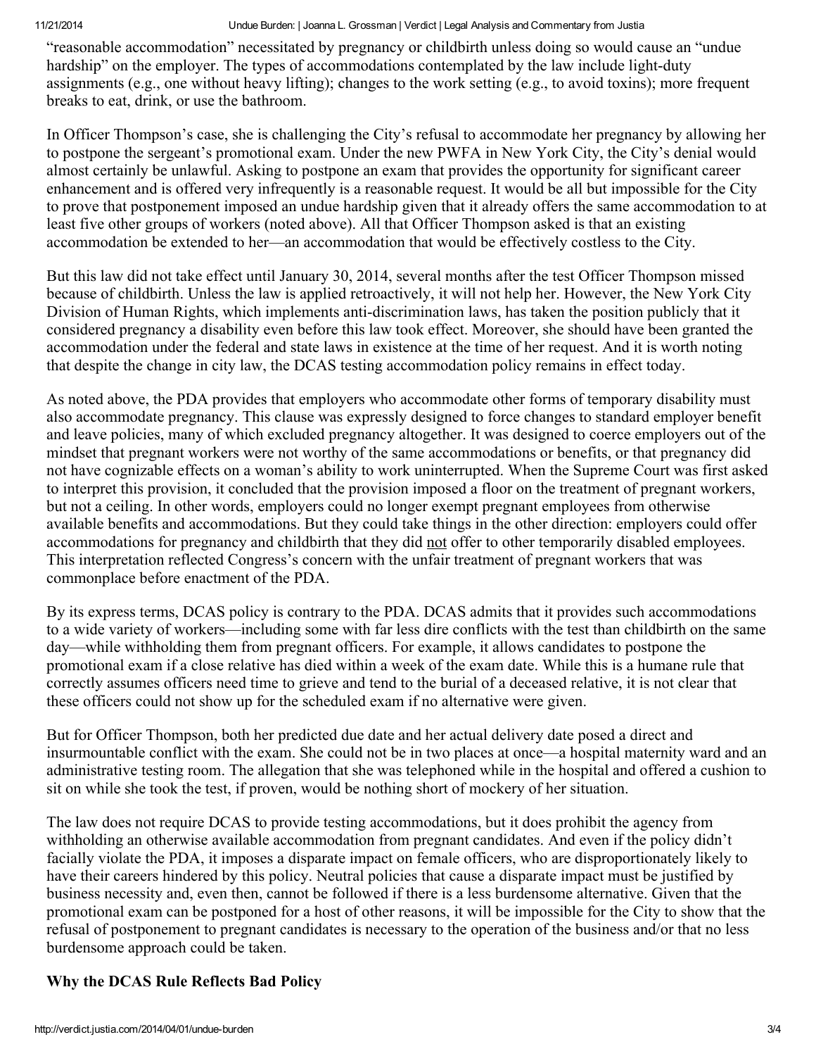"reasonable accommodation" necessitated by pregnancy or childbirth unless doing so would cause an "undue hardship" on the employer. The types of accommodations contemplated by the law include light-duty assignments (e.g., one without heavy lifting); changes to the work setting (e.g., to avoid toxins); more frequent breaks to eat, drink, or use the bathroom.

In Officer Thompson's case, she is challenging the City's refusal to accommodate her pregnancy by allowing her to postpone the sergeant's promotional exam. Under the new PWFA in New York City, the City's denial would almost certainly be unlawful. Asking to postpone an exam that provides the opportunity for significant career enhancement and is offered very infrequently is a reasonable request. It would be all but impossible for the City to prove that postponement imposed an undue hardship given that it already offers the same accommodation to at least five other groups of workers (noted above). All that Officer Thompson asked is that an existing accommodation be extended to her—an accommodation that would be effectively costless to the City.

But this law did not take effect until January 30, 2014, several months after the test Officer Thompson missed because of childbirth. Unless the law is applied retroactively, it will not help her. However, the New York City Division of Human Rights, which implements anti-discrimination laws, has taken the position publicly that it considered pregnancy a disability even before this law took effect. Moreover, she should have been granted the accommodation under the federal and state laws in existence at the time of her request. And it is worth noting that despite the change in city law, the DCAS testing accommodation policy remains in effect today.

As noted above, the PDA provides that employers who accommodate other forms of temporary disability must also accommodate pregnancy. This clause was expressly designed to force changes to standard employer benefit and leave policies, many of which excluded pregnancy altogether. It was designed to coerce employers out of the mindset that pregnant workers were not worthy of the same accommodations or benefits, or that pregnancy did not have cognizable effects on a woman's ability to work uninterrupted. When the Supreme Court was first asked to interpret this provision, it concluded that the provision imposed a floor on the treatment of pregnant workers, but not a ceiling. In other words, employers could no longer exempt pregnant employees from otherwise available benefits and accommodations. But they could take things in the other direction: employers could offer accommodations for pregnancy and childbirth that they did not offer to other temporarily disabled employees. This interpretation reflected Congress's concern with the unfair treatment of pregnant workers that was commonplace before enactment of the PDA.

By its express terms, DCAS policy is contrary to the PDA. DCAS admits that it provides such accommodations to a wide variety of workers—including some with far less dire conflicts with the test than childbirth on the same day—while withholding them from pregnant officers. For example, it allows candidates to postpone the promotional exam if a close relative has died within a week of the exam date. While this is a humane rule that correctly assumes officers need time to grieve and tend to the burial of a deceased relative, it is not clear that these officers could not show up for the scheduled exam if no alternative were given.

But for Officer Thompson, both her predicted due date and her actual delivery date posed a direct and insurmountable conflict with the exam. She could not be in two places at once—a hospital maternity ward and an administrative testing room. The allegation that she was telephoned while in the hospital and offered a cushion to sit on while she took the test, if proven, would be nothing short of mockery of her situation.

The law does not require DCAS to provide testing accommodations, but it does prohibit the agency from withholding an otherwise available accommodation from pregnant candidates. And even if the policy didn't facially violate the PDA, it imposes a disparate impact on female officers, who are disproportionately likely to have their careers hindered by this policy. Neutral policies that cause a disparate impact must be justified by business necessity and, even then, cannot be followed if there is a less burdensome alternative. Given that the promotional exam can be postponed for a host of other reasons, it will be impossible for the City to show that the refusal of postponement to pregnant candidates is necessary to the operation of the business and/or that no less burdensome approach could be taken.

## Why the DCAS Rule Reflects Bad Policy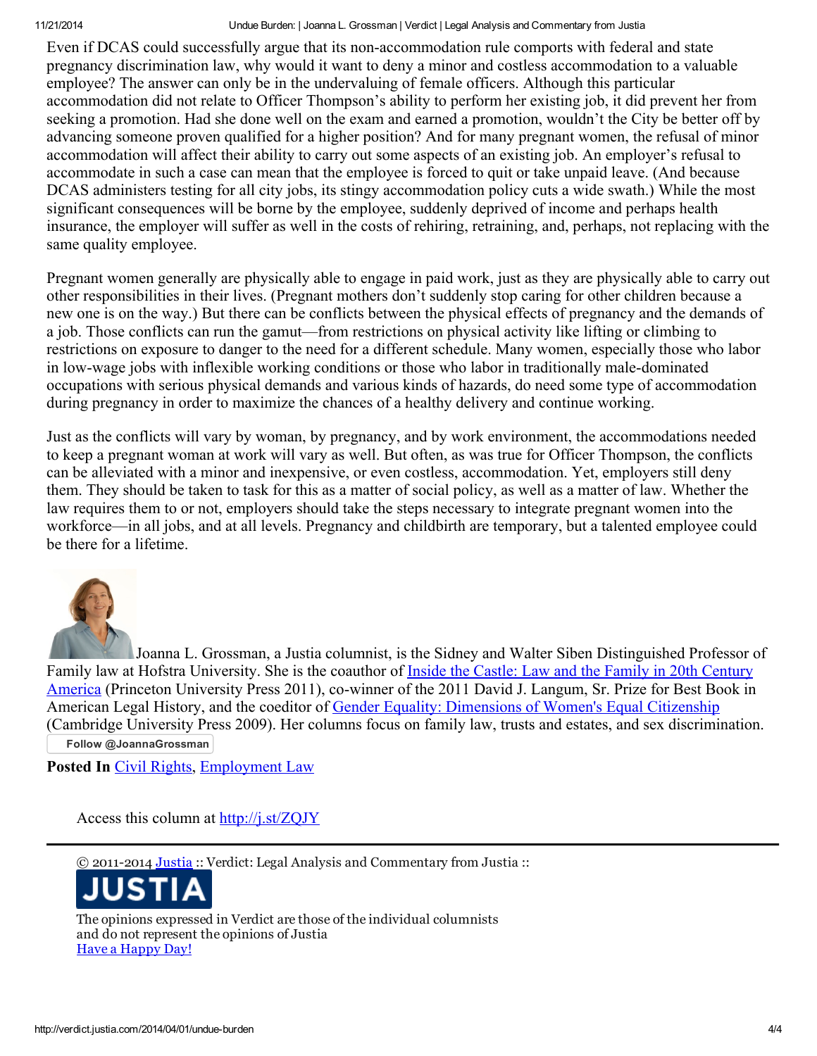Even if DCAS could successfully argue that its non-accommodation rule comports with federal and state pregnancy discrimination law, why would it want to deny a minor and costless accommodation to a valuable employee? The answer can only be in the undervaluing of female officers. Although this particular accommodation did not relate to Officer Thompson's ability to perform her existing job, it did prevent her from seeking a promotion. Had she done well on the exam and earned a promotion, wouldn't the City be better off by advancing someone proven qualified for a higher position? And for many pregnant women, the refusal of minor accommodation will affect their ability to carry out some aspects of an existing job. An employer's refusal to accommodate in such a case can mean that the employee is forced to quit or take unpaid leave. (And because DCAS administers testing for all city jobs, its stingy accommodation policy cuts a wide swath.) While the most significant consequences will be borne by the employee, suddenly deprived of income and perhaps health insurance, the employer will suffer as well in the costs of rehiring, retraining, and, perhaps, not replacing with the same quality employee.

Pregnant women generally are physically able to engage in paid work, just as they are physically able to carry out other responsibilities in their lives. (Pregnant mothers don't suddenly stop caring for other children because a new one is on the way.) But there can be conflicts between the physical effects of pregnancy and the demands of a job. Those conflicts can run the gamut—from restrictions on physical activity like lifting or climbing to restrictions on exposure to danger to the need for a different schedule. Many women, especially those who labor in low-wage jobs with inflexible working conditions or those who labor in traditionally male-dominated occupations with serious physical demands and various kinds of hazards, do need some type of accommodation during pregnancy in order to maximize the chances of a healthy delivery and continue working.

Just as the conflicts will vary by woman, by pregnancy, and by work environment, the accommodations needed to keep a pregnant woman at work will vary as well. But often, as was true for Officer Thompson, the conflicts can be alleviated with a minor and inexpensive, or even costless, accommodation. Yet, employers still deny them. They should be taken to task for this as a matter of social policy, as well as a matter of law. Whether the law requires them to or not, employers should take the steps necessary to integrate pregnant women into the workforce—in all jobs, and at all levels. Pregnancy and childbirth are temporary, but a talented employee could be there for a lifetime.

Joanna L. Grossman, a Justia columnist, is the Sidney and Walter Siben Distinguished Professor of Family law at Hofstra University. She is the coauthor of [Inside the Castle: Law and the Family in 20th Century America] (Princeton University Press 2011), co-winner of the 2011 David J. Langum, Sr. Prize for Best Book in American Legal History, and the coeditor of [Gender Equality: Dimensions of Women's Equal Citizenship] (Cambridge University Press 2009). Her columns focus on family law, trusts and estates, and sex discrimination.

Follow @JoannaGrossman

**Posted In** Civil Rights, Employment Law

Access this column at http://j.st/ZQJY

© 2011-2014 Justia :: Verdict: Legal Analysis and Commentary from Justia ::

JUSTIA

The opinions expressed in Verdict are those of the individual columnists and do not represent the opinions of Justia

Have a Happy Day!